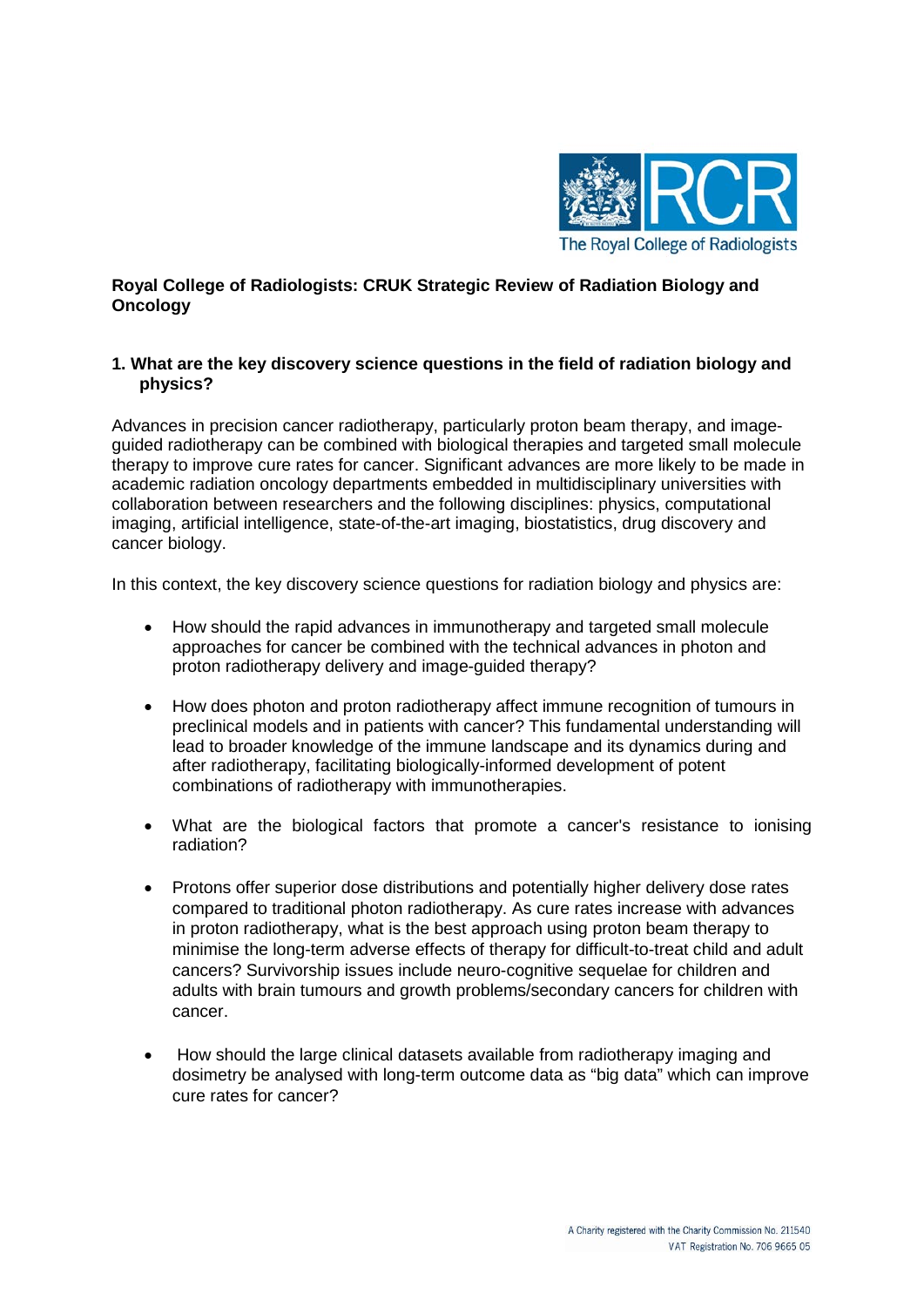**Royal College of Radiologists: CRUK Strategic Review of Radiation Biology and Oncology**

**1. What are the key discovery science questions in the field of radiation biology and physics?**

Advances in precision cancer radiotherapy, particularly proton beam therapy, and image-guided radiotherapy can be combined with biological therapies and targeted small molecule therapy to improve cure rates for cancer. Significant advances are more likely to be made in academic radiation oncology departments embedded in multidisciplinary universities with collaboration between researchers and the following disciplines: physics, computational imaging, artificial intelligence, state-of-the-art imaging, biostatistics, drug discovery and cancer biology.

In this context, the key discovery science questions for radiation biology and physics are:

- How should the rapid advances in immunotherapy and targeted small molecule approaches for cancer be combined with the technical advances in photon and proton radiotherapy delivery and image-guided therapy?
- How does photon and proton radiotherapy affect immune recognition of tumours in preclinical models and in patients with cancer? This fundamental understanding will lead to broader knowledge of the immune landscape and its dynamics during and after radiotherapy, facilitating biologically-informed development of potent combinations of radiotherapy with immunotherapies.
- What are the biological factors that promote a cancer's resistance to ionising radiation?
- Protons offer superior dose distributions and potentially higher delivery dose rates compared to traditional photon radiotherapy. As cure rates increase with advances in proton radiotherapy, what is the best approach using proton beam therapy to minimise the long-term adverse effects of therapy for difficult-to-treat child and adult cancers? Survivorship issues include neuro-cognitive sequelae for children and adults with brain tumours and growth problems/secondary cancers for children with cancer.
- How should the large clinical datasets available from radiotherapy imaging and dosimetry be analysed with long-term outcome data as "big data" which can improve cure rates for cancer?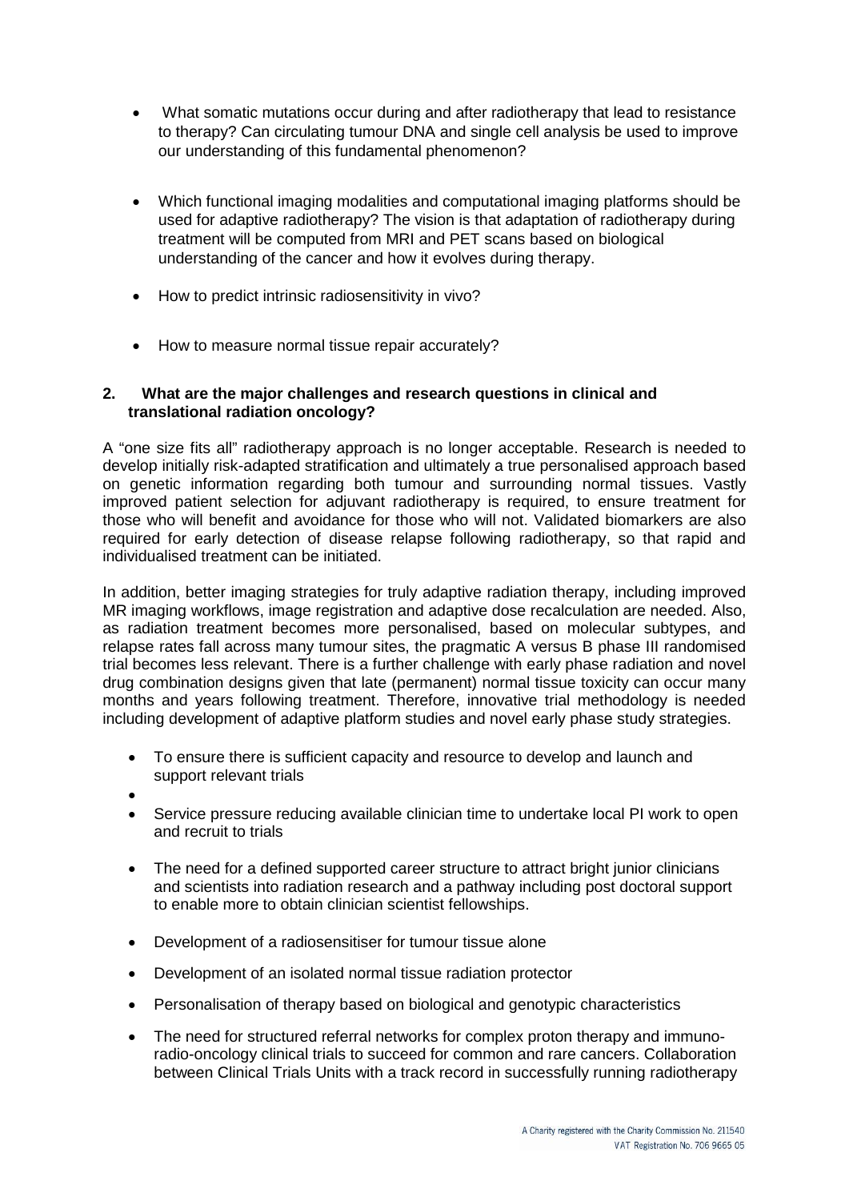- What somatic mutations occur during and after radiotherapy that lead to resistance to therapy? Can circulating tumour DNA and single cell analysis be used to improve our understanding of this fundamental phenomenon?

- Which functional imaging modalities and computational imaging platforms should be used for adaptive radiotherapy? The vision is that adaptation of radiotherapy during treatment will be computed from MRI and PET scans based on biological understanding of the cancer and how it evolves during therapy.

- How to predict intrinsic radiosensitivity in vivo?

- How to measure normal tissue repair accurately?

**2. What are the major challenges and research questions in clinical and translational radiation oncology?**

A "one size fits all" radiotherapy approach is no longer acceptable. Research is needed to develop initially risk-adapted stratification and ultimately a true personalised approach based on genetic information regarding both tumour and surrounding normal tissues. Vastly improved patient selection for adjuvant radiotherapy is required, to ensure treatment for those who will benefit and avoidance for those who will not. Validated biomarkers are also required for early detection of disease relapse following radiotherapy, so that rapid and individualised treatment can be initiated.

In addition, better imaging strategies for truly adaptive radiation therapy, including improved MR imaging workflows, image registration and adaptive dose recalculation are needed. Also, as radiation treatment becomes more personalised, based on molecular subtypes, and relapse rates fall across many tumour sites, the pragmatic A versus B phase III randomised trial becomes less relevant. There is a further challenge with early phase radiation and novel drug combination designs given that late (permanent) normal tissue toxicity can occur many months and years following treatment. Therefore, innovative trial methodology is needed including development of adaptive platform studies and novel early phase study strategies.

- To ensure there is sufficient capacity and resource to develop and launch and support relevant trials
- 
- Service pressure reducing available clinician time to undertake local PI work to open and recruit to trials

- The need for a defined supported career structure to attract bright junior clinicians and scientists into radiation research and a pathway including post doctoral support to enable more to obtain clinician scientist fellowships.

- Development of a radiosensitiser for tumour tissue alone

- Development of an isolated normal tissue radiation protector

- Personalisation of therapy based on biological and genotypic characteristics

- The need for structured referral networks for complex proton therapy and immuno-radio-oncology clinical trials to succeed for common and rare cancers. Collaboration between Clinical Trials Units with a track record in successfully running radiotherapy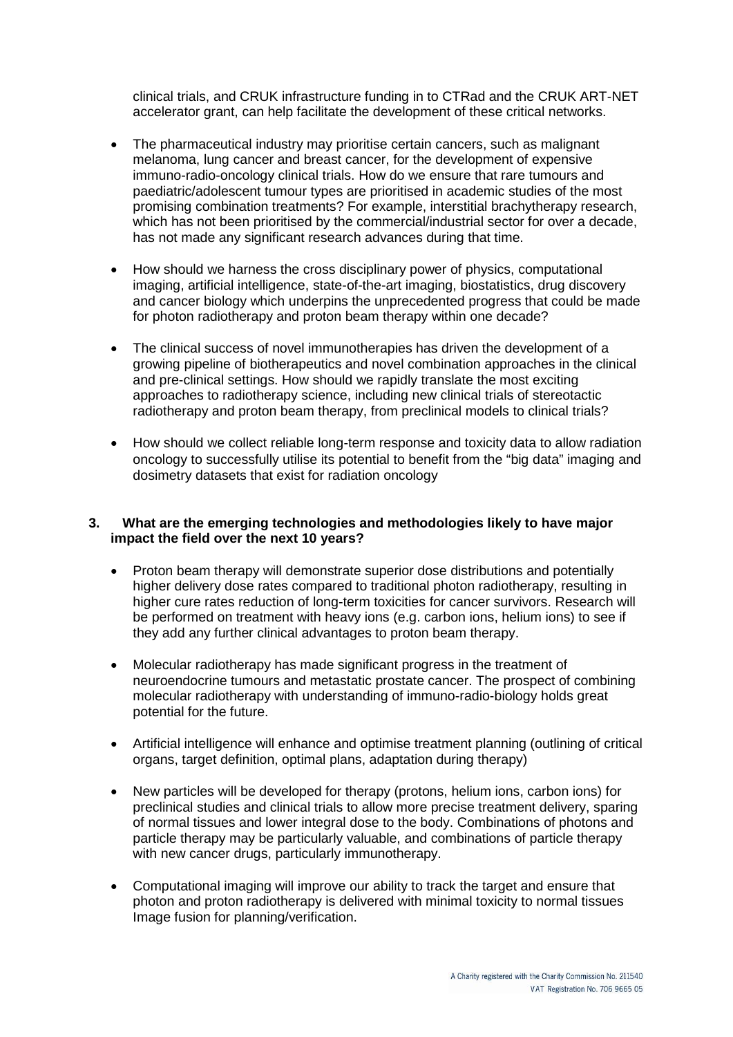clinical trials, and CRUK infrastructure funding in to CTRad and the CRUK ART-NET accelerator grant, can help facilitate the development of these critical networks.

- The pharmaceutical industry may prioritise certain cancers, such as malignant melanoma, lung cancer and breast cancer, for the development of expensive immuno-radio-oncology clinical trials. How do we ensure that rare tumours and paediatric/adolescent tumour types are prioritised in academic studies of the most promising combination treatments? For example, interstitial brachytherapy research, which has not been prioritised by the commercial/industrial sector for over a decade, has not made any significant research advances during that time.

- How should we harness the cross disciplinary power of physics, computational imaging, artificial intelligence, state-of-the-art imaging, biostatistics, drug discovery and cancer biology which underpins the unprecedented progress that could be made for photon radiotherapy and proton beam therapy within one decade?

- The clinical success of novel immunotherapies has driven the development of a growing pipeline of biotherapeutics and novel combination approaches in the clinical and pre-clinical settings. How should we rapidly translate the most exciting approaches to radiotherapy science, including new clinical trials of stereotactic radiotherapy and proton beam therapy, from preclinical models to clinical trials?

- How should we collect reliable long-term response and toxicity data to allow radiation oncology to successfully utilise its potential to benefit from the "big data" imaging and dosimetry datasets that exist for radiation oncology

**3. What are the emerging technologies and methodologies likely to have major impact the field over the next 10 years?**

- Proton beam therapy will demonstrate superior dose distributions and potentially higher delivery dose rates compared to traditional photon radiotherapy, resulting in higher cure rates reduction of long-term toxicities for cancer survivors. Research will be performed on treatment with heavy ions (e.g. carbon ions, helium ions) to see if they add any further clinical advantages to proton beam therapy.

- Molecular radiotherapy has made significant progress in the treatment of neuroendocrine tumours and metastatic prostate cancer. The prospect of combining molecular radiotherapy with understanding of immuno-radio-biology holds great potential for the future.

- Artificial intelligence will enhance and optimise treatment planning (outlining of critical organs, target definition, optimal plans, adaptation during therapy)

- New particles will be developed for therapy (protons, helium ions, carbon ions) for preclinical studies and clinical trials to allow more precise treatment delivery, sparing of normal tissues and lower integral dose to the body. Combinations of photons and particle therapy may be particularly valuable, and combinations of particle therapy with new cancer drugs, particularly immunotherapy.

- Computational imaging will improve our ability to track the target and ensure that photon and proton radiotherapy is delivered with minimal toxicity to normal tissues Image fusion for planning/verification.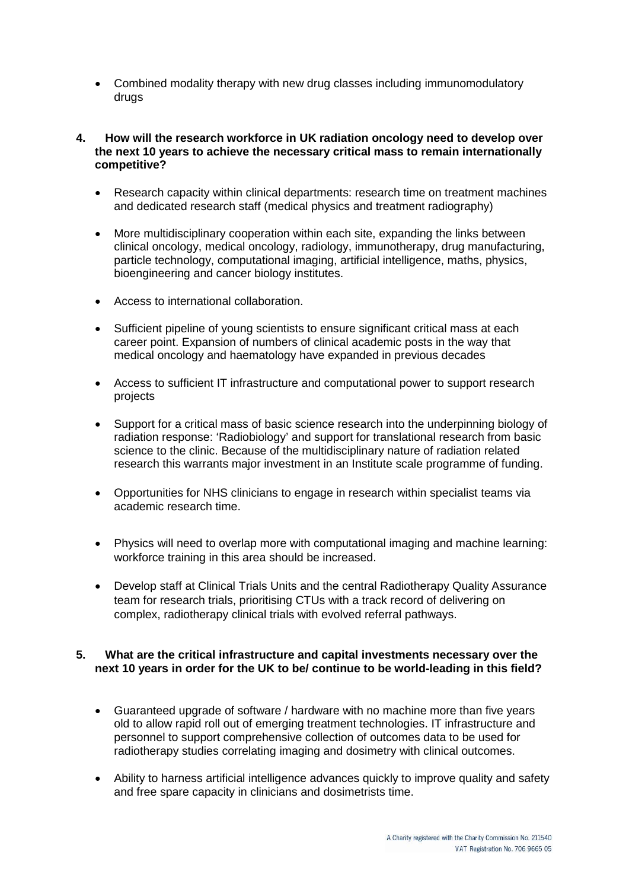- Combined modality therapy with new drug classes including immunomodulatory drugs

**4. How will the research workforce in UK radiation oncology need to develop over the next 10 years to achieve the necessary critical mass to remain internationally competitive?**

- Research capacity within clinical departments: research time on treatment machines and dedicated research staff (medical physics and treatment radiography)
- More multidisciplinary cooperation within each site, expanding the links between clinical oncology, medical oncology, radiology, immunotherapy, drug manufacturing, particle technology, computational imaging, artificial intelligence, maths, physics, bioengineering and cancer biology institutes.
- Access to international collaboration.
- Sufficient pipeline of young scientists to ensure significant critical mass at each career point. Expansion of numbers of clinical academic posts in the way that medical oncology and haematology have expanded in previous decades
- Access to sufficient IT infrastructure and computational power to support research projects
- Support for a critical mass of basic science research into the underpinning biology of radiation response: 'Radiobiology' and support for translational research from basic science to the clinic. Because of the multidisciplinary nature of radiation related research this warrants major investment in an Institute scale programme of funding.
- Opportunities for NHS clinicians to engage in research within specialist teams via academic research time.
- Physics will need to overlap more with computational imaging and machine learning: workforce training in this area should be increased.
- Develop staff at Clinical Trials Units and the central Radiotherapy Quality Assurance team for research trials, prioritising CTUs with a track record of delivering on complex, radiotherapy clinical trials with evolved referral pathways.

**5. What are the critical infrastructure and capital investments necessary over the next 10 years in order for the UK to be/ continue to be world-leading in this field?**

- Guaranteed upgrade of software / hardware with no machine more than five years old to allow rapid roll out of emerging treatment technologies. IT infrastructure and personnel to support comprehensive collection of outcomes data to be used for radiotherapy studies correlating imaging and dosimetry with clinical outcomes.
- Ability to harness artificial intelligence advances quickly to improve quality and safety and free spare capacity in clinicians and dosimetrists time.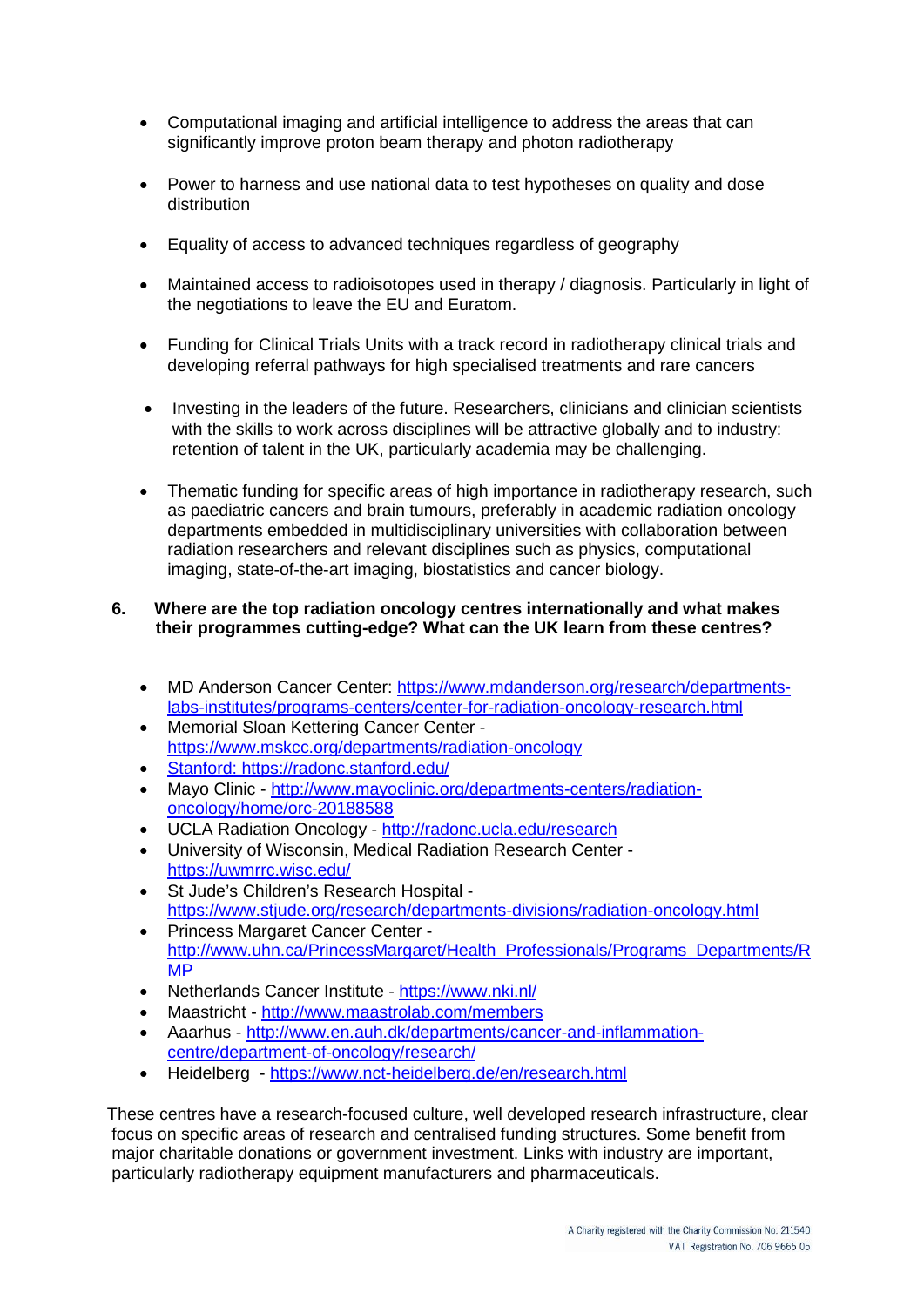- Computational imaging and artificial intelligence to address the areas that can significantly improve proton beam therapy and photon radiotherapy

- Power to harness and use national data to test hypotheses on quality and dose distribution

- Equality of access to advanced techniques regardless of geography

- Maintained access to radioisotopes used in therapy / diagnosis. Particularly in light of the negotiations to leave the EU and Euratom.

- Funding for Clinical Trials Units with a track record in radiotherapy clinical trials and developing referral pathways for high specialised treatments and rare cancers

- Investing in the leaders of the future. Researchers, clinicians and clinician scientists with the skills to work across disciplines will be attractive globally and to industry: retention of talent in the UK, particularly academia may be challenging.

- Thematic funding for specific areas of high importance in radiotherapy research, such as paediatric cancers and brain tumours, preferably in academic radiation oncology departments embedded in multidisciplinary universities with collaboration between radiation researchers and relevant disciplines such as physics, computational imaging, state-of-the-art imaging, biostatistics and cancer biology.

**6. Where are the top radiation oncology centres internationally and what makes their programmes cutting-edge? What can the UK learn from these centres?**

- MD Anderson Cancer Center: https://www.mdanderson.org/research/departments-labs-institutes/programs-centers/center-for-radiation-oncology-research.html
- Memorial Sloan Kettering Cancer Center - https://www.mskcc.org/departments/radiation-oncology
- Stanford: https://radonc.stanford.edu/
- Mayo Clinic - http://www.mayoclinic.org/departments-centers/radiation-oncology/home/orc-20188588
- UCLA Radiation Oncology - http://radonc.ucla.edu/research
- University of Wisconsin, Medical Radiation Research Center - https://uwmrrc.wisc.edu/
- St Jude's Children's Research Hospital - https://www.stjude.org/research/departments-divisions/radiation-oncology.html
- Princess Margaret Cancer Center - http://www.uhn.ca/PrincessMargaret/Health_Professionals/Programs_Departments/RMP
- Netherlands Cancer Institute - https://www.nki.nl/
- Maastricht - http://www.maastrolab.com/members
- Aarhus - http://www.en.auh.dk/departments/cancer-and-inflammation-centre/department-of-oncology/research/
- Heidelberg - https://www.nct-heidelberg.de/en/research.html

These centres have a research-focused culture, well developed research infrastructure, clear focus on specific areas of research and centralised funding structures. Some benefit from major charitable donations or government investment. Links with industry are important, particularly radiotherapy equipment manufacturers and pharmaceuticals.

A Charity registered with the Charity Commission No. 211540
VAT Registration No. 706 9665 05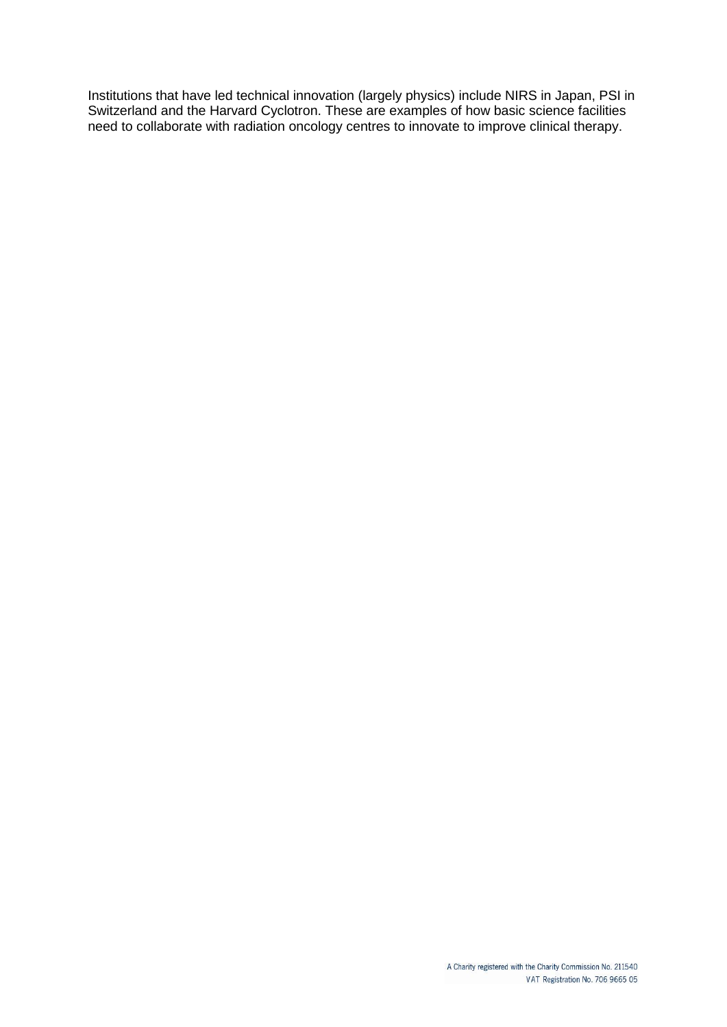Institutions that have led technical innovation (largely physics) include NIRS in Japan, PSI in Switzerland and the Harvard Cyclotron. These are examples of how basic science facilities need to collaborate with radiation oncology centres to innovate to improve clinical therapy.